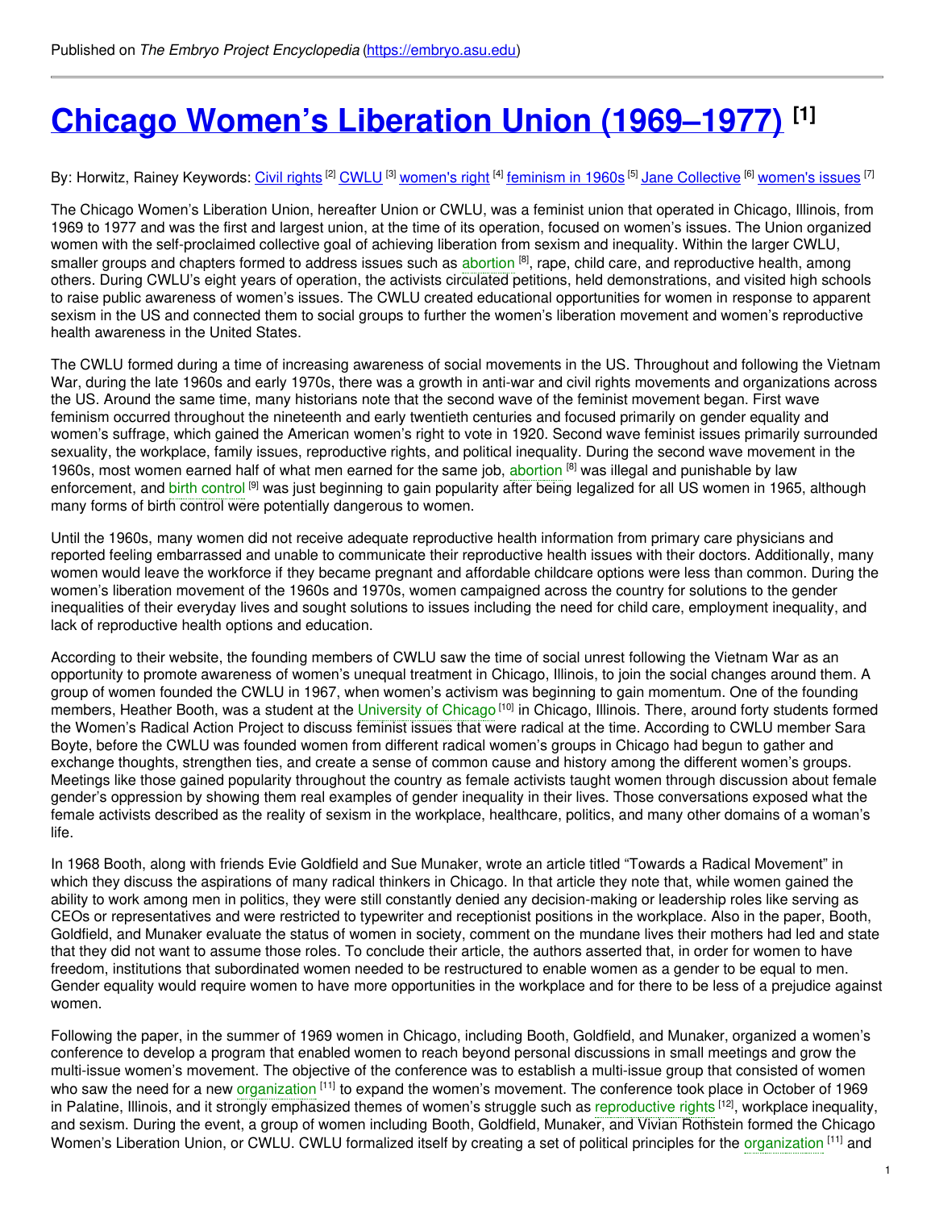Published on *The Embryo Project Encyclopedia* (https://embryo.asu.edu)

# Chicago Women's Liberation Union (1969–1977) [1]

By: Horwitz, Rainey Keywords: Civil rights [2] CWLU [3] women's right [4] feminism in 1960s [5] Jane Collective [6] women's issues [7]

The Chicago Women's Liberation Union, hereafter Union or CWLU, was a feminist union that operated in Chicago, Illinois, from 1969 to 1977 and was the first and largest union, at the time of its operation, focused on women's issues. The Union organized women with the self-proclaimed collective goal of achieving liberation from sexism and inequality. Within the larger CWLU, smaller groups and chapters formed to address issues such as abortion [8], rape, child care, and reproductive health, among others. During CWLU's eight years of operation, the activists circulated petitions, held demonstrations, and visited high schools to raise public awareness of women's issues. The CWLU created educational opportunities for women in response to apparent sexism in the US and connected them to social groups to further the women's liberation movement and women's reproductive health awareness in the United States.

The CWLU formed during a time of increasing awareness of social movements in the US. Throughout and following the Vietnam War, during the late 1960s and early 1970s, there was a growth in anti-war and civil rights movements and organizations across the US. Around the same time, many historians note that the second wave of the feminist movement began. First wave feminism occurred throughout the nineteenth and early twentieth centuries and focused primarily on gender equality and women's suffrage, which gained the American women's right to vote in 1920. Second wave feminist issues primarily surrounded sexuality, the workplace, family issues, reproductive rights, and political inequality. During the second wave movement in the 1960s, most women earned half of what men earned for the same job, abortion [8] was illegal and punishable by law enforcement, and birth control [9] was just beginning to gain popularity after being legalized for all US women in 1965, although many forms of birth control were potentially dangerous to women.

Until the 1960s, many women did not receive adequate reproductive health information from primary care physicians and reported feeling embarrassed and unable to communicate their reproductive health issues with their doctors. Additionally, many women would leave the workforce if they became pregnant and affordable childcare options were less than common. During the women's liberation movement of the 1960s and 1970s, women campaigned across the country for solutions to the gender inequalities of their everyday lives and sought solutions to issues including the need for child care, employment inequality, and lack of reproductive health options and education.

According to their website, the founding members of CWLU saw the time of social unrest following the Vietnam War as an opportunity to promote awareness of women's unequal treatment in Chicago, Illinois, to join the social changes around them. A group of women founded the CWLU in 1967, when women's activism was beginning to gain momentum. One of the founding members, Heather Booth, was a student at the University of Chicago [10] in Chicago, Illinois. There, around forty students formed the Women's Radical Action Project to discuss feminist issues that were radical at the time. According to CWLU member Sara Boyte, before the CWLU was founded women from different radical women's groups in Chicago had begun to gather and exchange thoughts, strengthen ties, and create a sense of common cause and history among the different women's groups. Meetings like those gained popularity throughout the country as female activists taught women through discussion about female gender's oppression by showing them real examples of gender inequality in their lives. Those conversations exposed what the female activists described as the reality of sexism in the workplace, healthcare, politics, and many other domains of a woman's life.

In 1968 Booth, along with friends Evie Goldfield and Sue Munaker, wrote an article titled "Towards a Radical Movement" in which they discuss the aspirations of many radical thinkers in Chicago. In that article they note that, while women gained the ability to work among men in politics, they were still constantly denied any decision-making or leadership roles like serving as CEOs or representatives and were restricted to typewriter and receptionist positions in the workplace. Also in the paper, Booth, Goldfield, and Munaker evaluate the status of women in society, comment on the mundane lives their mothers had led and state that they did not want to assume those roles. To conclude their article, the authors asserted that, in order for women to have freedom, institutions that subordinated women needed to be restructured to enable women as a gender to be equal to men. Gender equality would require women to have more opportunities in the workplace and for there to be less of a prejudice against women.

Following the paper, in the summer of 1969 women in Chicago, including Booth, Goldfield, and Munaker, organized a women's conference to develop a program that enabled women to reach beyond personal discussions in small meetings and grow the multi-issue women's movement. The objective of the conference was to establish a multi-issue group that consisted of women who saw the need for a new organization [11] to expand the women's movement. The conference took place in October of 1969 in Palatine, Illinois, and it strongly emphasized themes of women's struggle such as reproductive rights [12], workplace inequality, and sexism. During the event, a group of women including Booth, Goldfield, Munaker, and Vivian Rothstein formed the Chicago Women's Liberation Union, or CWLU. CWLU formalized itself by creating a set of political principles for the organization [11] and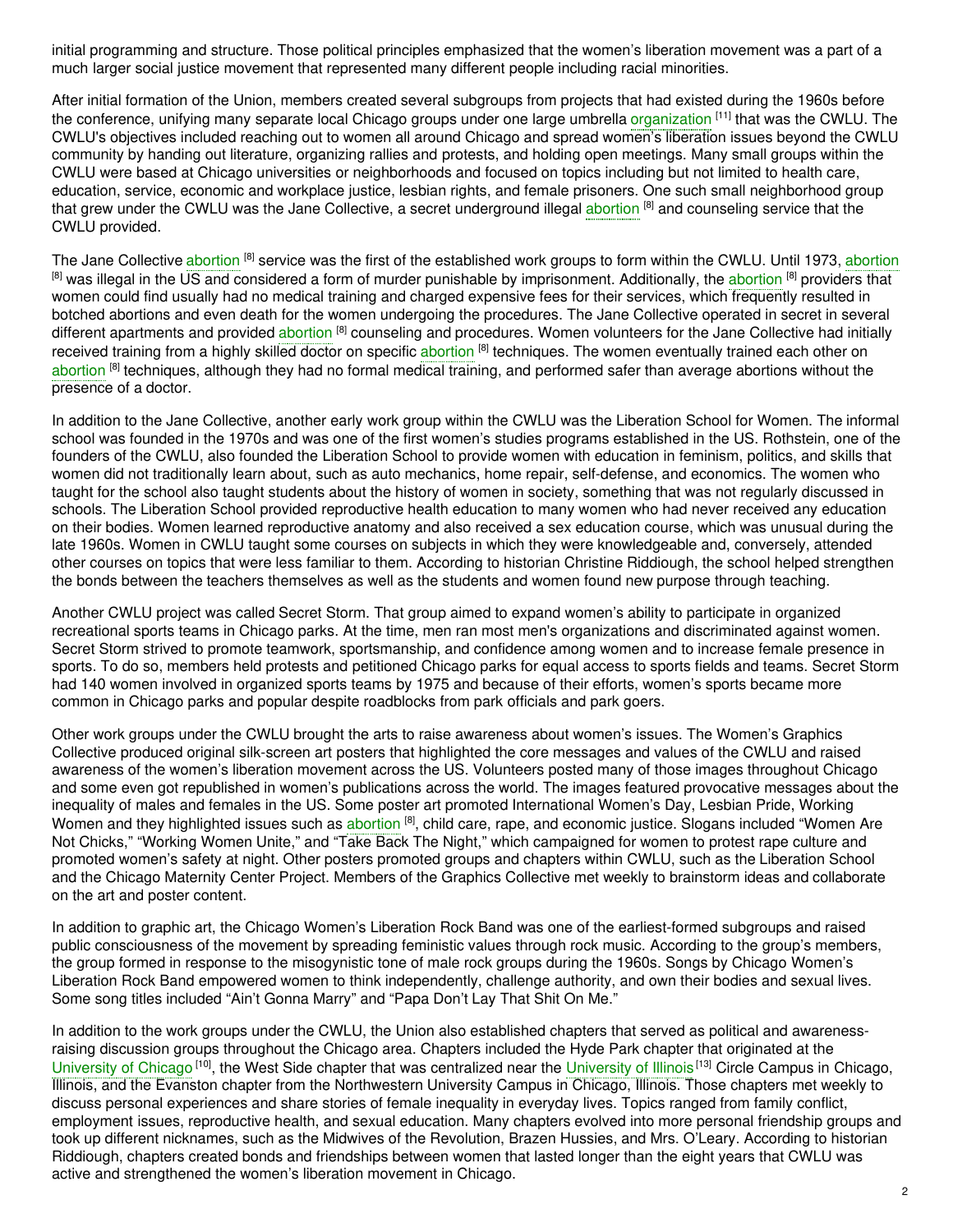initial programming and structure. Those political principles emphasized that the women's liberation movement was a part of a much larger social justice movement that represented many different people including racial minorities.

After initial formation of the Union, members created several subgroups from projects that had existed during the 1960s before the conference, unifying many separate local Chicago groups under one large umbrella organization [11] that was the CWLU. The CWLU's objectives included reaching out to women all around Chicago and spread women's liberation issues beyond the CWLU community by handing out literature, organizing rallies and protests, and holding open meetings. Many small groups within the CWLU were based at Chicago universities or neighborhoods and focused on topics including but not limited to health care, education, service, economic and workplace justice, lesbian rights, and female prisoners. One such small neighborhood group that grew under the CWLU was the Jane Collective, a secret underground illegal abortion [8] and counseling service that the CWLU provided.

The Jane Collective abortion [8] service was the first of the established work groups to form within the CWLU. Until 1973, abortion [8] was illegal in the US and considered a form of murder punishable by imprisonment. Additionally, the abortion [8] providers that women could find usually had no medical training and charged expensive fees for their services, which frequently resulted in botched abortions and even death for the women undergoing the procedures. The Jane Collective operated in secret in several different apartments and provided abortion [8] counseling and procedures. Women volunteers for the Jane Collective had initially received training from a highly skilled doctor on specific abortion [8] techniques. The women eventually trained each other on abortion [8] techniques, although they had no formal medical training, and performed safer than average abortions without the presence of a doctor.

In addition to the Jane Collective, another early work group within the CWLU was the Liberation School for Women. The informal school was founded in the 1970s and was one of the first women's studies programs established in the US. Rothstein, one of the founders of the CWLU, also founded the Liberation School to provide women with education in feminism, politics, and skills that women did not traditionally learn about, such as auto mechanics, home repair, self-defense, and economics. The women who taught for the school also taught students about the history of women in society, something that was not regularly discussed in schools. The Liberation School provided reproductive health education to many women who had never received any education on their bodies. Women learned reproductive anatomy and also received a sex education course, which was unusual during the late 1960s. Women in CWLU taught some courses on subjects in which they were knowledgeable and, conversely, attended other courses on topics that were less familiar to them. According to historian Christine Riddiough, the school helped strengthen the bonds between the teachers themselves as well as the students and women found new purpose through teaching.

Another CWLU project was called Secret Storm. That group aimed to expand women's ability to participate in organized recreational sports teams in Chicago parks. At the time, men ran most men's organizations and discriminated against women. Secret Storm strived to promote teamwork, sportsmanship, and confidence among women and to increase female presence in sports. To do so, members held protests and petitioned Chicago parks for equal access to sports fields and teams. Secret Storm had 140 women involved in organized sports teams by 1975 and because of their efforts, women's sports became more common in Chicago parks and popular despite roadblocks from park officials and park goers.

Other work groups under the CWLU brought the arts to raise awareness about women's issues. The Women's Graphics Collective produced original silk-screen art posters that highlighted the core messages and values of the CWLU and raised awareness of the women's liberation movement across the US. Volunteers posted many of those images throughout Chicago and some even got republished in women's publications across the world. The images featured provocative messages about the inequality of males and females in the US. Some poster art promoted International Women's Day, Lesbian Pride, Working Women and they highlighted issues such as abortion [8], child care, rape, and economic justice. Slogans included "Women Are Not Chicks," "Working Women Unite," and "Take Back The Night," which campaigned for women to protest rape culture and promoted women's safety at night. Other posters promoted groups and chapters within CWLU, such as the Liberation School and the Chicago Maternity Center Project. Members of the Graphics Collective met weekly to brainstorm ideas and collaborate on the art and poster content.

In addition to graphic art, the Chicago Women's Liberation Rock Band was one of the earliest-formed subgroups and raised public consciousness of the movement by spreading feministic values through rock music. According to the group's members, the group formed in response to the misogynistic tone of male rock groups during the 1960s. Songs by Chicago Women's Liberation Rock Band empowered women to think independently, challenge authority, and own their bodies and sexual lives. Some song titles included "Ain't Gonna Marry" and "Papa Don't Lay That Shit On Me."

In addition to the work groups under the CWLU, the Union also established chapters that served as political and awareness-raising discussion groups throughout the Chicago area. Chapters included the Hyde Park chapter that originated at the University of Chicago [10], the West Side chapter that was centralized near the University of Illinois [13] Circle Campus in Chicago, Illinois, and the Evanston chapter from the Northwestern University Campus in Chicago, Illinois. Those chapters met weekly to discuss personal experiences and share stories of female inequality in everyday lives. Topics ranged from family conflict, employment issues, reproductive health, and sexual education. Many chapters evolved into more personal friendship groups and took up different nicknames, such as the Midwives of the Revolution, Brazen Hussies, and Mrs. O'Leary. According to historian Riddiough, chapters created bonds and friendships between women that lasted longer than the eight years that CWLU was active and strengthened the women's liberation movement in Chicago.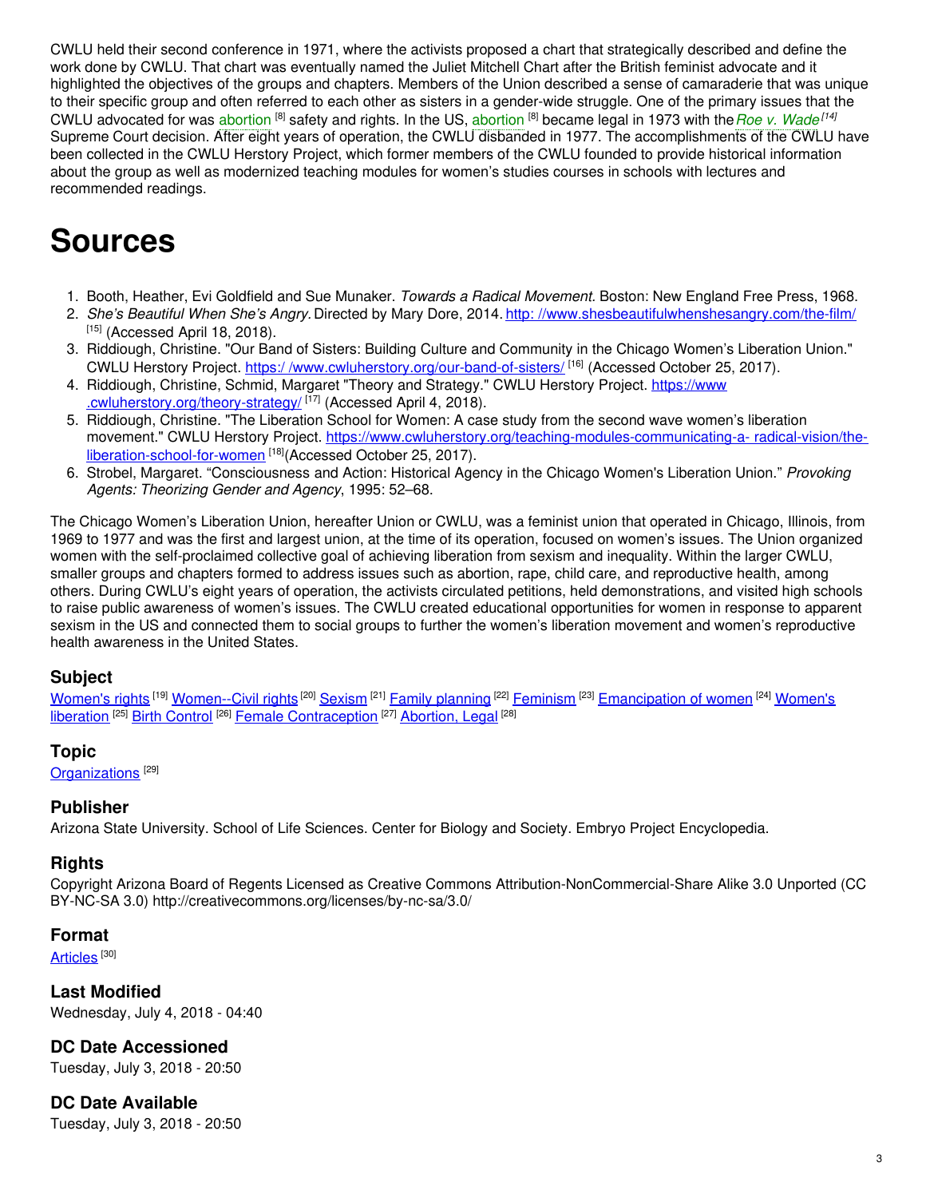CWLU held their second conference in 1971, where the activists proposed a chart that strategically described and define the work done by CWLU. That chart was eventually named the Juliet Mitchell Chart after the British feminist advocate and it highlighted the objectives of the groups and chapters. Members of the Union described a sense of camaraderie that was unique to their specific group and often referred to each other as sisters in a gender-wide struggle. One of the primary issues that the CWLU advocated for was abortion [8] safety and rights. In the US, abortion [8] became legal in 1973 with the *Roe v. Wade* [14] Supreme Court decision. After eight years of operation, the CWLU disbanded in 1977. The accomplishments of the CWLU have been collected in the CWLU Herstory Project, which former members of the CWLU founded to provide historical information about the group as well as modernized teaching modules for women's studies courses in schools with lectures and recommended readings.

# Sources

1. Booth, Heather, Evi Goldfield and Sue Munaker. *Towards a Radical Movement.* Boston: New England Free Press, 1968.
2. *She's Beautiful When She's Angry.* Directed by Mary Dore, 2014. http: //www.shesbeautifulwhenshesangry.com/the-film/ [15] (Accessed April 18, 2018).
3. Riddiough, Christine. "Our Band of Sisters: Building Culture and Community in the Chicago Women's Liberation Union." CWLU Herstory Project. https:/ /www.cwluherstory.org/our-band-of-sisters/ [16] (Accessed October 25, 2017).
4. Riddiough, Christine, Schmid, Margaret "Theory and Strategy." CWLU Herstory Project. https://www .cwluherstory.org/theory-strategy/ [17] (Accessed April 4, 2018).
5. Riddiough, Christine. "The Liberation School for Women: A case study from the second wave women's liberation movement." CWLU Herstory Project. https://www.cwluherstory.org/teaching-modules-communicating-a- radical-vision/the-liberation-school-for-women [18](Accessed October 25, 2017).
6. Strobel, Margaret. "Consciousness and Action: Historical Agency in the Chicago Women's Liberation Union." *Provoking Agents: Theorizing Gender and Agency*, 1995: 52–68.

The Chicago Women's Liberation Union, hereafter Union or CWLU, was a feminist union that operated in Chicago, Illinois, from 1969 to 1977 and was the first and largest union, at the time of its operation, focused on women's issues. The Union organized women with the self-proclaimed collective goal of achieving liberation from sexism and inequality. Within the larger CWLU, smaller groups and chapters formed to address issues such as abortion, rape, child care, and reproductive health, among others. During CWLU's eight years of operation, the activists circulated petitions, held demonstrations, and visited high schools to raise public awareness of women's issues. The CWLU created educational opportunities for women in response to apparent sexism in the US and connected them to social groups to further the women's liberation movement and women's reproductive health awareness in the United States.

## Subject

Women's rights [19] Women--Civil rights [20] Sexism [21] Family planning [22] Feminism [23] Emancipation of women [24] Women's liberation [25] Birth Control [26] Female Contraception [27] Abortion, Legal [28]

## Topic

Organizations [29]

## Publisher

Arizona State University. School of Life Sciences. Center for Biology and Society. Embryo Project Encyclopedia.

## Rights

Copyright Arizona Board of Regents Licensed as Creative Commons Attribution-NonCommercial-Share Alike 3.0 Unported (CC BY-NC-SA 3.0) http://creativecommons.org/licenses/by-nc-sa/3.0/

## Format

Articles [30]

## Last Modified

Wednesday, July 4, 2018 - 04:40

## DC Date Accessioned

Tuesday, July 3, 2018 - 20:50

## DC Date Available

Tuesday, July 3, 2018 - 20:50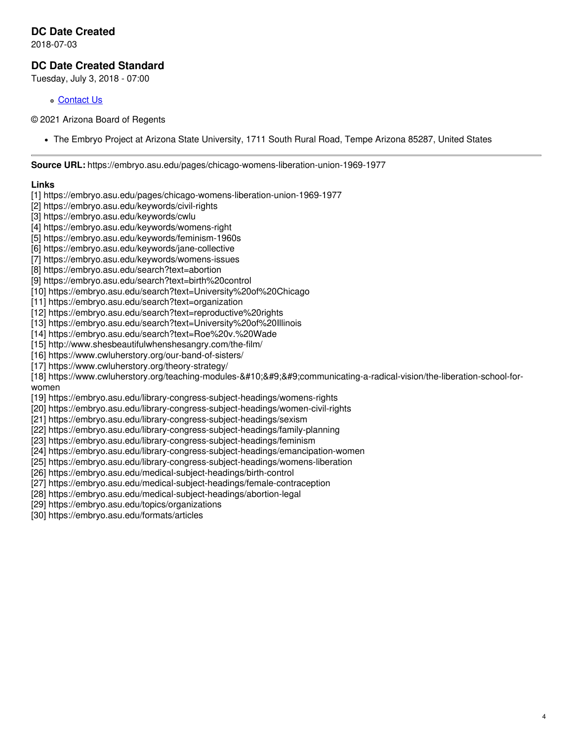## DC Date Created

2018-07-03

## DC Date Created Standard

Tuesday, July 3, 2018 - 07:00

- Contact Us

© 2021 Arizona Board of Regents

- The Embryo Project at Arizona State University, 1711 South Rural Road, Tempe Arizona 85287, United States

---

**Source URL:** https://embryo.asu.edu/pages/chicago-womens-liberation-union-1969-1977

**Links**

[1] https://embryo.asu.edu/pages/chicago-womens-liberation-union-1969-1977
[2] https://embryo.asu.edu/keywords/civil-rights
[3] https://embryo.asu.edu/keywords/cwlu
[4] https://embryo.asu.edu/keywords/womens-right
[5] https://embryo.asu.edu/keywords/feminism-1960s
[6] https://embryo.asu.edu/keywords/jane-collective
[7] https://embryo.asu.edu/keywords/womens-issues
[8] https://embryo.asu.edu/search?text=abortion
[9] https://embryo.asu.edu/search?text=birth%20control
[10] https://embryo.asu.edu/search?text=University%20of%20Chicago
[11] https://embryo.asu.edu/search?text=organization
[12] https://embryo.asu.edu/search?text=reproductive%20rights
[13] https://embryo.asu.edu/search?text=University%20of%20Illinois
[14] https://embryo.asu.edu/search?text=Roe%20v.%20Wade
[15] http://www.shesbeautifulwhenshesangry.com/the-film/
[16] https://www.cwluherstory.org/our-band-of-sisters/
[17] https://www.cwluherstory.org/theory-strategy/
[18] https://www.cwluherstory.org/teaching-modules-&#10;&#9;&#9;communicating-a-radical-vision/the-liberation-school-for-women
[19] https://embryo.asu.edu/library-congress-subject-headings/womens-rights
[20] https://embryo.asu.edu/library-congress-subject-headings/women-civil-rights
[21] https://embryo.asu.edu/library-congress-subject-headings/sexism
[22] https://embryo.asu.edu/library-congress-subject-headings/family-planning
[23] https://embryo.asu.edu/library-congress-subject-headings/feminism
[24] https://embryo.asu.edu/library-congress-subject-headings/emancipation-women
[25] https://embryo.asu.edu/library-congress-subject-headings/womens-liberation
[26] https://embryo.asu.edu/medical-subject-headings/birth-control
[27] https://embryo.asu.edu/medical-subject-headings/female-contraception
[28] https://embryo.asu.edu/medical-subject-headings/abortion-legal
[29] https://embryo.asu.edu/topics/organizations
[30] https://embryo.asu.edu/formats/articles